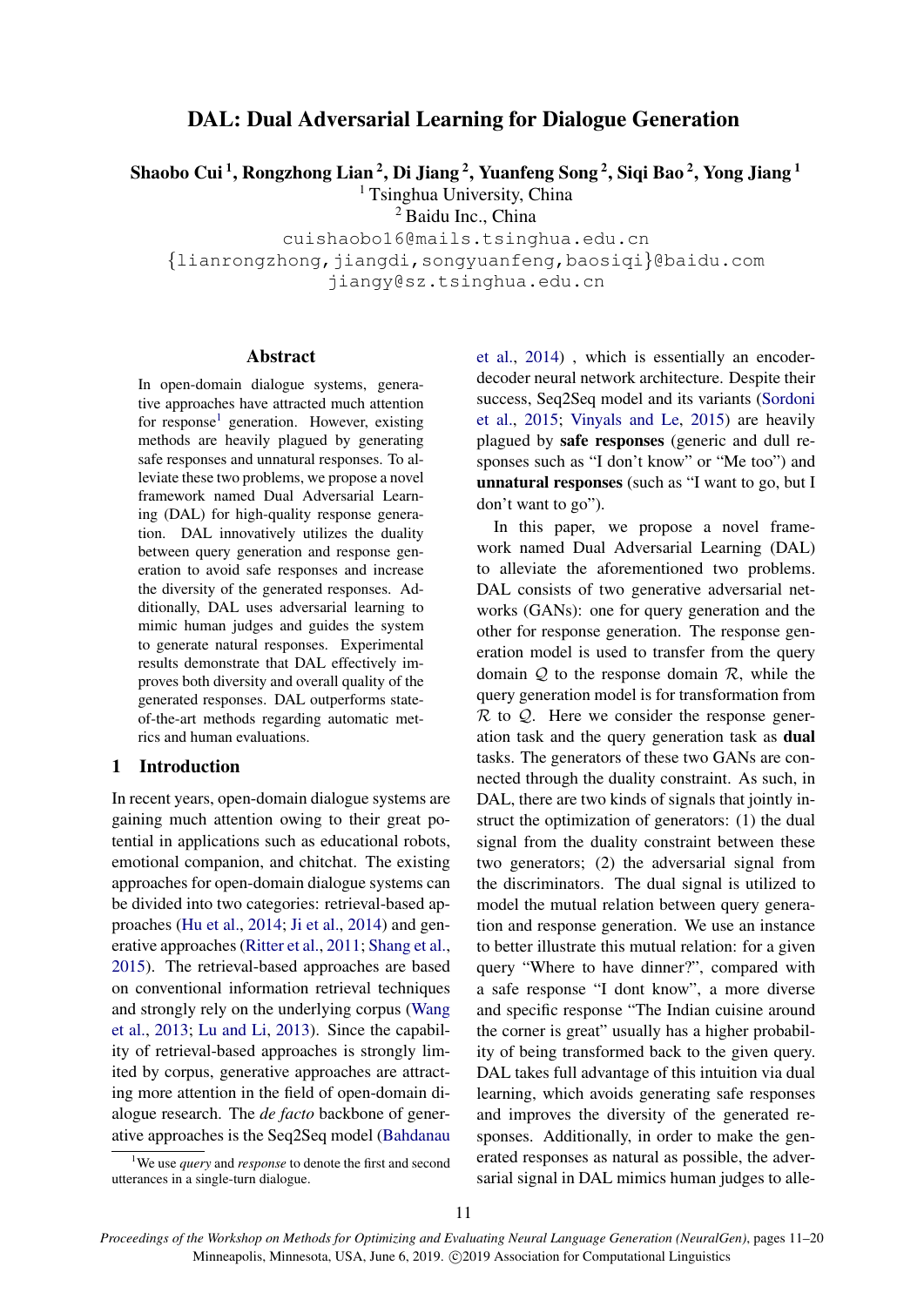# DAL: Dual Adversarial Learning for Dialogue Generation

**Shaobo Cui [1], Rongzhong Lian [2], Di Jiang [2], Yuanfeng Song [2], Siqi Bao [2], Yong Jiang [1]**

[1] Tsinghua University, China
[2] Baidu Inc., China

cuishaobo16@mails.tsinghua.edu.cn
{lianrongzhong,jiangdi,songyuanfeng,baosiqi}@baidu.com
jiangy@sz.tsinghua.edu.cn

## Abstract

In open-domain dialogue systems, generative approaches have attracted much attention for response[1] generation. However, existing methods are heavily plagued by generating safe responses and unnatural responses. To alleviate these two problems, we propose a novel framework named Dual Adversarial Learning (DAL) for high-quality response generation. DAL innovatively utilizes the duality between query generation and response generation to avoid safe responses and increase the diversity of the generated responses. Additionally, DAL uses adversarial learning to mimic human judges and guides the system to generate natural responses. Experimental results demonstrate that DAL effectively improves both diversity and overall quality of the generated responses. DAL outperforms state-of-the-art methods regarding automatic metrics and human evaluations.

## 1 Introduction

In recent years, open-domain dialogue systems are gaining much attention owing to their great potential in applications such as educational robots, emotional companion, and chitchat. The existing approaches for open-domain dialogue systems can be divided into two categories: retrieval-based approaches (Hu et al., 2014; Ji et al., 2014) and generative approaches (Ritter et al., 2011; Shang et al., 2015). The retrieval-based approaches are based on conventional information retrieval techniques and strongly rely on the underlying corpus (Wang et al., 2013; Lu and Li, 2013). Since the capability of retrieval-based approaches is strongly limited by corpus, generative approaches are attracting more attention in the field of open-domain dialogue research. The *de facto* backbone of generative approaches is the Seq2Seq model (Bahdanau et al., 2014) , which is essentially an encoder-decoder neural network architecture. Despite their success, Seq2Seq model and its variants (Sordoni et al., 2015; Vinyals and Le, 2015) are heavily plagued by **safe responses** (generic and dull responses such as "I don't know" or "Me too") and **unnatural responses** (such as "I want to go, but I don't want to go").

In this paper, we propose a novel framework named Dual Adversarial Learning (DAL) to alleviate the aforementioned two problems. DAL consists of two generative adversarial networks (GANs): one for query generation and the other for response generation. The response generation model is used to transfer from the query domain $\mathcal{Q}$ to the response domain $\mathcal{R}$, while the query generation model is for transformation from $\mathcal{R}$ to $\mathcal{Q}$. Here we consider the response generation task and the query generation task as **dual** tasks. The generators of these two GANs are connected through the duality constraint. As such, in DAL, there are two kinds of signals that jointly instruct the optimization of generators: (1) the dual signal from the duality constraint between these two generators; (2) the adversarial signal from the discriminators. The dual signal is utilized to model the mutual relation between query generation and response generation. We use an instance to better illustrate this mutual relation: for a given query "Where to have dinner?", compared with a safe response "I dont know", a more diverse and specific response "The Indian cuisine around the corner is great" usually has a higher probability of being transformed back to the given query. DAL takes full advantage of this intuition via dual learning, which avoids generating safe responses and improves the diversity of the generated responses. Additionally, in order to make the generated responses as natural as possible, the adversarial signal in DAL mimics human judges to alle-

[1] We use *query* and *response* to denote the first and second utterances in a single-turn dialogue.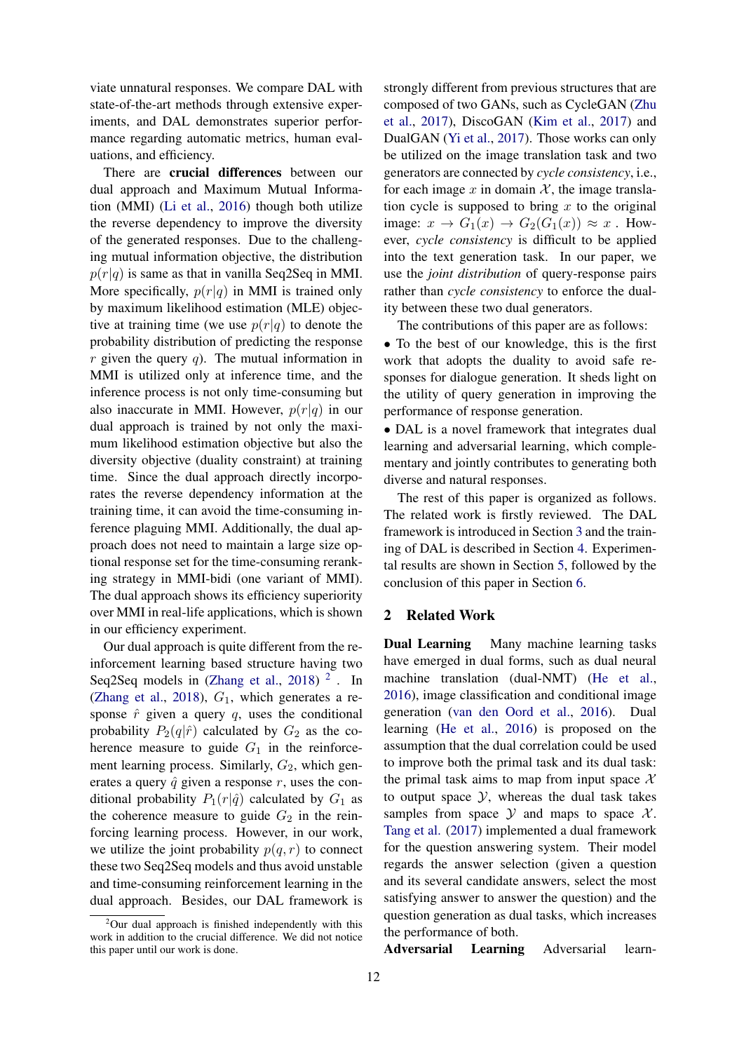viate unnatural responses. We compare DAL with state-of-the-art methods through extensive experiments, and DAL demonstrates superior performance regarding automatic metrics, human evaluations, and efficiency.

There are **crucial differences** between our dual approach and Maximum Mutual Information (MMI) (Li et al., 2016) though both utilize the reverse dependency to improve the diversity of the generated responses. Due to the challenging mutual information objective, the distribution $p(r|q)$ is same as that in vanilla Seq2Seq in MMI. More specifically, $p(r|q)$ in MMI is trained only by maximum likelihood estimation (MLE) objective at training time (we use $p(r|q)$ to denote the probability distribution of predicting the response $r$ given the query $q$). The mutual information in MMI is utilized only at inference time, and the inference process is not only time-consuming but also inaccurate in MMI. However, $p(r|q)$ in our dual approach is trained by not only the maximum likelihood estimation objective but also the diversity objective (duality constraint) at training time. Since the dual approach directly incorporates the reverse dependency information at the training time, it can avoid the time-consuming inference plaguing MMI. Additionally, the dual approach does not need to maintain a large size optional response set for the time-consuming reranking strategy in MMI-bidi (one variant of MMI). The dual approach shows its efficiency superiority over MMI in real-life applications, which is shown in our efficiency experiment.

Our dual approach is quite different from the reinforcement learning based structure having two Seq2Seq models in (Zhang et al., 2018) [2]. In (Zhang et al., 2018), $G_1$, which generates a response $\hat{r}$ given a query $q$, uses the conditional probability $P_2(q|\hat{r})$ calculated by $G_2$ as the coherence measure to guide $G_1$ in the reinforcement learning process. Similarly, $G_2$, which generates a query $\hat{q}$ given a response $r$, uses the conditional probability $P_1(r|\hat{q})$ calculated by $G_1$ as the coherence measure to guide $G_2$ in the reinforcing learning process. However, in our work, we utilize the joint probability $p(q, r)$ to connect these two Seq2Seq models and thus avoid unstable and time-consuming reinforcement learning in the dual approach. Besides, our DAL framework is strongly different from previous structures that are composed of two GANs, such as CycleGAN (Zhu et al., 2017), DiscoGAN (Kim et al., 2017) and DualGAN (Yi et al., 2017). Those works can only be utilized on the image translation task and two generators are connected by *cycle consistency*, i.e., for each image $x$ in domain $\mathcal{X}$, the image translation cycle is supposed to bring $x$ to the original image: $x \rightarrow G_1(x) \rightarrow G_2(G_1(x)) \approx x$ . However, *cycle consistency* is difficult to be applied into the text generation task. In our paper, we use the *joint distribution* of query-response pairs rather than *cycle consistency* to enforce the duality between these two dual generators.

The contributions of this paper are as follows:

- To the best of our knowledge, this is the first work that adopts the duality to avoid safe responses for dialogue generation. It sheds light on the utility of query generation in improving the performance of response generation.
- DAL is a novel framework that integrates dual learning and adversarial learning, which complementary and jointly contributes to generating both diverse and natural responses.

The rest of this paper is organized as follows. The related work is firstly reviewed. The DAL framework is introduced in Section 3 and the training of DAL is described in Section 4. Experimental results are shown in Section 5, followed by the conclusion of this paper in Section 6.

## 2 Related Work

**Dual Learning** Many machine learning tasks have emerged in dual forms, such as dual neural machine translation (dual-NMT) (He et al., 2016), image classification and conditional image generation (van den Oord et al., 2016). Dual learning (He et al., 2016) is proposed on the assumption that the dual correlation could be used to improve both the primal task and its dual task: the primal task aims to map from input space $\mathcal{X}$ to output space $\mathcal{Y}$, whereas the dual task takes samples from space $\mathcal{Y}$ and maps to space $\mathcal{X}$. Tang et al. (2017) implemented a dual framework for the question answering system. Their model regards the answer selection (given a question and its several candidate answers, select the most satisfying answer to answer the question) and the question generation as dual tasks, which increases the performance of both.

**Adversarial Learning** Adversarial learn-

[2] Our dual approach is finished independently with this work in addition to the crucial difference. We did not notice this paper until our work is done.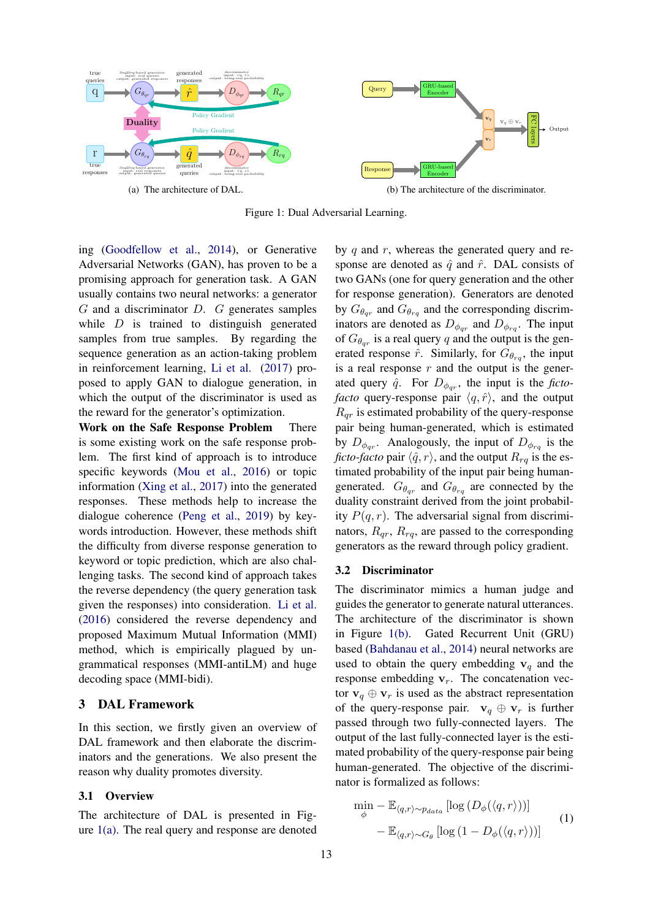(a) The architecture of DAL.

(b) The architecture of the discriminator.

Figure 1: Dual Adversarial Learning.

ing (Goodfellow et al., 2014), or Generative Adversarial Networks (GAN), has proven to be a promising approach for generation task. A GAN usually contains two neural networks: a generator $G$ and a discriminator $D$. $G$ generates samples while $D$ is trained to distinguish generated samples from true samples. By regarding the sequence generation as an action-taking problem in reinforcement learning, Li et al. (2017) proposed to apply GAN to dialogue generation, in which the output of the discriminator is used as the reward for the generator's optimization.

**Work on the Safe Response Problem** There is some existing work on the safe response problem. The first kind of approach is to introduce specific keywords (Mou et al., 2016) or topic information (Xing et al., 2017) into the generated responses. These methods help to increase the dialogue coherence (Peng et al., 2019) by keywords introduction. However, these methods shift the difficulty from diverse response generation to keyword or topic prediction, which are also challenging tasks. The second kind of approach takes the reverse dependency (the query generation task given the responses) into consideration. Li et al. (2016) considered the reverse dependency and proposed Maximum Mutual Information (MMI) method, which is empirically plagued by ungrammatical responses (MMI-antiLM) and huge decoding space (MMI-bidi).

# 3 DAL Framework

In this section, we firstly given an overview of DAL framework and then elaborate the discriminators and the generations. We also present the reason why duality promotes diversity.

## 3.1 Overview

The architecture of DAL is presented in Figure 1(a). The real query and response are denoted by $q$ and $r$, whereas the generated query and response are denoted as $\hat{q}$ and $\hat{r}$. DAL consists of two GANs (one for query generation and the other for response generation). Generators are denoted by $G_{\theta_{qr}}$ and $G_{\theta_{rq}}$ and the corresponding discriminators are denoted as $D_{\phi_{qr}}$ and $D_{\phi_{rq}}$. The input of $G_{\theta_{qr}}$ is a real query $q$ and the output is the generated response $\hat{r}$. Similarly, for $G_{\theta_{rq}}$, the input is a real response $r$ and the output is the generated query $\hat{q}$. For $D_{\phi_{qr}}$, the input is the *ficto-facto* query-response pair $\langle q, \hat{r} \rangle$, and the output $R_{qr}$ is estimated probability of the query-response pair being human-generated, which is estimated by $D_{\phi_{qr}}$. Analogously, the input of $D_{\phi_{rq}}$ is the *ficto-facto* pair $\langle \hat{q}, r \rangle$, and the output $R_{rq}$ is the estimated probability of the input pair being human-generated. $G_{\theta_{qr}}$ and $G_{\theta_{rq}}$ are connected by the duality constraint derived from the joint probability $P(q, r)$. The adversarial signal from discriminators, $R_{qr}$, $R_{rq}$, are passed to the corresponding generators as the reward through policy gradient.

## 3.2 Discriminator

The discriminator mimics a human judge and guides the generator to generate natural utterances. The architecture of the discriminator is shown in Figure 1(b). Gated Recurrent Unit (GRU) based (Bahdanau et al., 2014) neural networks are used to obtain the query embedding $\mathbf{v}_q$ and the response embedding $\mathbf{v}_r$. The concatenation vector $\mathbf{v}_q \oplus \mathbf{v}_r$ is used as the abstract representation of the query-response pair. $\mathbf{v}_q \oplus \mathbf{v}_r$ is further passed through two fully-connected layers. The output of the last fully-connected layer is the estimated probability of the query-response pair being human-generated. The objective of the discriminator is formalized as follows:

$$\min_{\phi} - \mathbb{E}_{\langle q,r \rangle \sim p_{data}} \left[ \log \left( D_{\phi}(\langle q, r \rangle) \right) \right] - \mathbb{E}_{\langle q,r \rangle \sim G_{\theta}} \left[ \log \left( 1 - D_{\phi}(\langle q, r \rangle) \right) \right] \tag{1}$$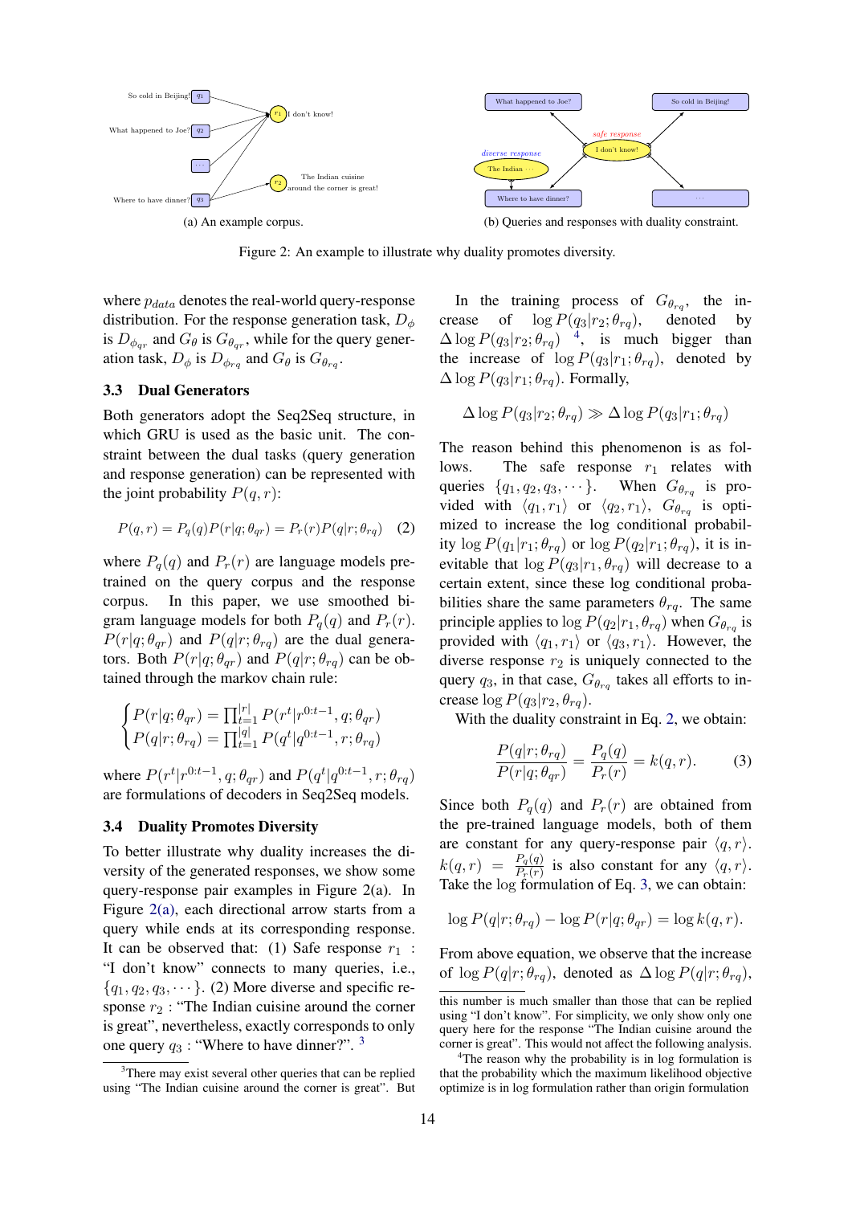(a) An example corpus.

(b) Queries and responses with duality constraint.

Figure 2: An example to illustrate why duality promotes diversity.

where $p_{data}$ denotes the real-world query-response distribution. For the response generation task, $D_\phi$ is $D_{\phi_{qr}}$ and $G_\theta$ is $G_{\theta_{qr}}$, while for the query generation task, $D_\phi$ is $D_{\phi_{rq}}$ and $G_\theta$ is $G_{\theta_{rq}}$.

### 3.3 Dual Generators

Both generators adopt the Seq2Seq structure, in which GRU is used as the basic unit. The constraint between the dual tasks (query generation and response generation) can be represented with the joint probability $P(q, r)$:

$$P(q, r) = P_q(q)P(r|q; \theta_{qr}) = P_r(r)P(q|r; \theta_{rq}) \quad (2)$$

where $P_q(q)$ and $P_r(r)$ are language models pre-trained on the query corpus and the response corpus. In this paper, we use smoothed bi-gram language models for both $P_q(q)$ and $P_r(r)$. $P(r|q; \theta_{qr})$ and $P(q|r; \theta_{rq})$ are the dual generators. Both $P(r|q; \theta_{qr})$ and $P(q|r; \theta_{rq})$ can be obtained through the markov chain rule:

$$\begin{cases} P(r|q; \theta_{qr}) = \prod_{t=1}^{|r|} P(r^t|r^{0:t-1}, q; \theta_{qr}) \\ P(q|r; \theta_{rq}) = \prod_{t=1}^{|q|} P(q^t|q^{0:t-1}, r; \theta_{rq}) \end{cases}$$

where $P(r^t|r^{0:t-1}, q; \theta_{qr})$ and $P(q^t|q^{0:t-1}, r; \theta_{rq})$ are formulations of decoders in Seq2Seq models.

### 3.4 Duality Promotes Diversity

To better illustrate why duality increases the diversity of the generated responses, we show some query-response pair examples in Figure 2(a). In Figure 2(a), each directional arrow starts from a query while ends at its corresponding response. It can be observed that: (1) Safe response $r_1$ : "I don't know" connects to many queries, i.e., $\{q_1, q_2, q_3, \cdots\}$. (2) More diverse and specific response $r_2$ : "The Indian cuisine around the corner is great", nevertheless, exactly corresponds to only one query $q_3$ : "Where to have dinner?". [3]

In the training process of $G_{\theta_{rq}}$, the increase of $\log P(q_3|r_2; \theta_{rq})$, denoted by $\Delta \log P(q_3|r_2; \theta_{rq})$ [4], is much bigger than the increase of $\log P(q_3|r_1; \theta_{rq})$, denoted by $\Delta \log P(q_3|r_1; \theta_{rq})$. Formally,

$$\Delta \log P(q_3|r_2; \theta_{rq}) \gg \Delta \log P(q_3|r_1; \theta_{rq})$$

The reason behind this phenomenon is as follows. The safe response $r_1$ relates with queries $\{q_1, q_2, q_3, \cdots\}$. When $G_{\theta_{rq}}$ is provided with $\langle q_1, r_1\rangle$ or $\langle q_2, r_1\rangle$, $G_{\theta_{rq}}$ is optimized to increase the log conditional probability $\log P(q_1|r_1; \theta_{rq})$ or $\log P(q_2|r_1; \theta_{rq})$, it is inevitable that $\log P(q_3|r_1, \theta_{rq})$ will decrease to a certain extent, since these log conditional probabilities share the same parameters $\theta_{rq}$. The same principle applies to $\log P(q_2|r_1, \theta_{rq})$ when $G_{\theta_{rq}}$ is provided with $\langle q_1, r_1\rangle$ or $\langle q_3, r_1\rangle$. However, the diverse response $r_2$ is uniquely connected to the query $q_3$, in that case, $G_{\theta_{rq}}$ takes all efforts to increase $\log P(q_3|r_2, \theta_{rq})$.

With the duality constraint in Eq. 2, we obtain:

$$\frac{P(q|r; \theta_{rq})}{P(r|q; \theta_{qr})} = \frac{P_q(q)}{P_r(r)} = k(q, r). \quad (3)$$

Since both $P_q(q)$ and $P_r(r)$ are obtained from the pre-trained language models, both of them are constant for any query-response pair $\langle q, r\rangle$. $k(q, r) = \frac{P_q(q)}{P_r(r)}$ is also constant for any $\langle q, r\rangle$. Take the log formulation of Eq. 3, we can obtain:

$$\log P(q|r; \theta_{rq}) - \log P(r|q; \theta_{qr}) = \log k(q, r).$$

From above equation, we observe that the increase of $\log P(q|r; \theta_{rq})$, denoted as $\Delta \log P(q|r; \theta_{rq})$,

[3] There may exist several other queries that can be replied using "The Indian cuisine around the corner is great". But this number is much smaller than those that can be replied using "I don't know". For simplicity, we only show only one query here for the response "The Indian cuisine around the corner is great". This would not affect the following analysis.

[4] The reason why the probability is in log formulation is that the probability which the maximum likelihood objective optimize is in log formulation rather than origin formulation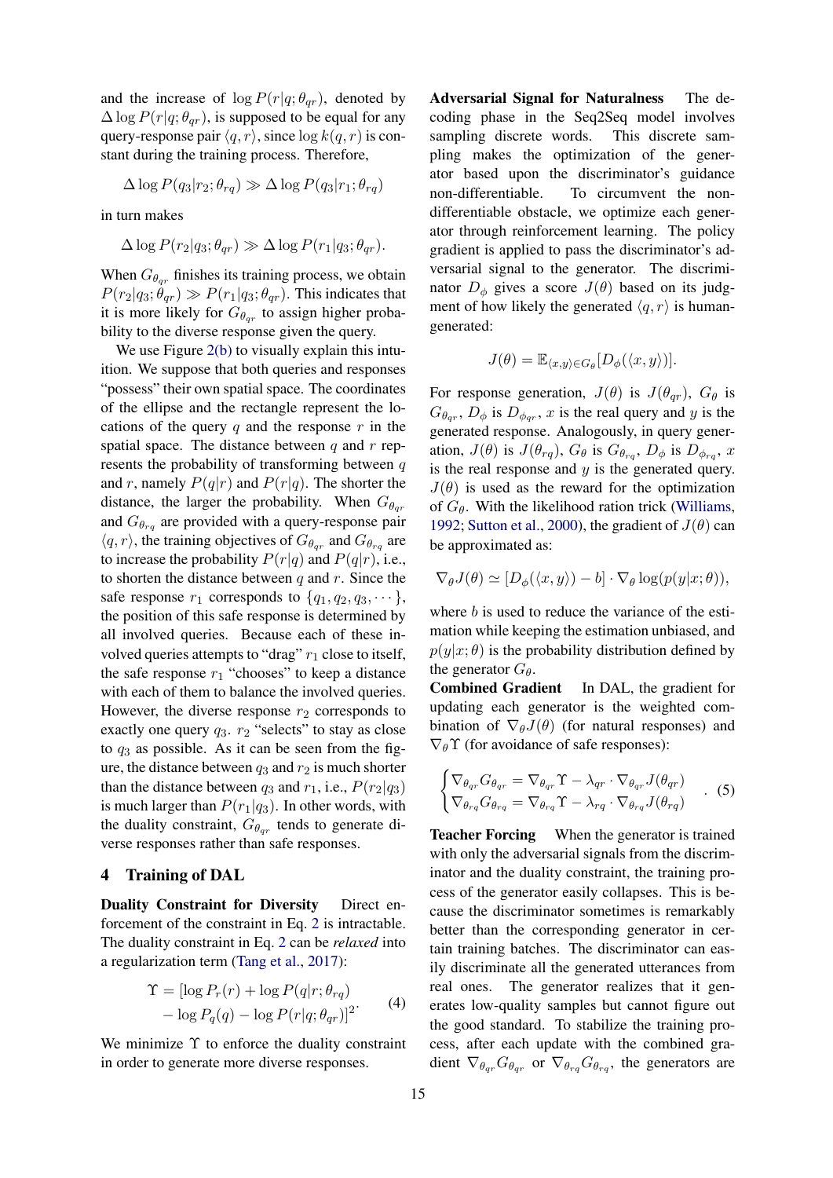and the increase of $\log P(r|q;\theta_{qr})$, denoted by $\Delta \log P(r|q;\theta_{qr})$, is supposed to be equal for any query-response pair $\langle q, r\rangle$, since $\log k(q, r)$ is constant during the training process. Therefore,

$$\Delta \log P(q_3|r_2;\theta_{rq}) \gg \Delta \log P(q_3|r_1;\theta_{rq})$$

in turn makes

$$\Delta \log P(r_2|q_3;\theta_{qr}) \gg \Delta \log P(r_1|q_3;\theta_{qr}).$$

When $G_{\theta_{qr}}$ finishes its training process, we obtain $P(r_2|q_3;\theta_{qr}) \gg P(r_1|q_3;\theta_{qr})$. This indicates that it is more likely for $G_{\theta_{qr}}$ to assign higher probability to the diverse response given the query.

We use Figure 2(b) to visually explain this intuition. We suppose that both queries and responses "possess" their own spatial space. The coordinates of the ellipse and the rectangle represent the locations of the query $q$ and the response $r$ in the spatial space. The distance between $q$ and $r$ represents the probability of transforming between $q$ and $r$, namely $P(q|r)$ and $P(r|q)$. The shorter the distance, the larger the probability. When $G_{\theta_{qr}}$ and $G_{\theta_{rq}}$ are provided with a query-response pair $\langle q, r\rangle$, the training objectives of $G_{\theta_{qr}}$ and $G_{\theta_{rq}}$ are to increase the probability $P(r|q)$ and $P(q|r)$, i.e., to shorten the distance between $q$ and $r$. Since the safe response $r_1$ corresponds to $\{q_1, q_2, q_3, \cdots\}$, the position of this safe response is determined by all involved queries. Because each of these involved queries attempts to "drag" $r_1$ close to itself, the safe response $r_1$ "chooses" to keep a distance with each of them to balance the involved queries. However, the diverse response $r_2$ corresponds to exactly one query $q_3$. $r_2$ "selects" to stay as close to $q_3$ as possible. As it can be seen from the figure, the distance between $q_3$ and $r_2$ is much shorter than the distance between $q_3$ and $r_1$, i.e., $P(r_2|q_3)$ is much larger than $P(r_1|q_3)$. In other words, with the duality constraint, $G_{\theta_{qr}}$ tends to generate diverse responses rather than safe responses.

## 4 Training of DAL

**Duality Constraint for Diversity** Direct enforcement of the constraint in Eq. 2 is intractable. The duality constraint in Eq. 2 can be *relaxed* into a regularization term (Tang et al., 2017):

$$\Upsilon = [\log P_r(r) + \log P(q|r;\theta_{rq}) - \log P_q(q) - \log P(r|q;\theta_{qr})]^2. \quad (4)$$

We minimize $\Upsilon$ to enforce the duality constraint in order to generate more diverse responses.

**Adversarial Signal for Naturalness** The decoding phase in the Seq2Seq model involves sampling discrete words. This discrete sampling makes the optimization of the generator based upon the discriminator's guidance non-differentiable. To circumvent the non-differentiable obstacle, we optimize each generator through reinforcement learning. The policy gradient is applied to pass the discriminator's adversarial signal to the generator. The discriminator $D_\phi$ gives a score $J(\theta)$ based on its judgment of how likely the generated $\langle q, r\rangle$ is human-generated:

$$J(\theta) = \mathbb{E}_{\langle x,y\rangle \in G_\theta}[D_\phi(\langle x, y\rangle)].$$

For response generation, $J(\theta)$ is $J(\theta_{qr})$, $G_\theta$ is $G_{\theta_{qr}}$, $D_\phi$ is $D_{\phi_{qr}}$, $x$ is the real query and $y$ is the generated response. Analogously, in query generation, $J(\theta)$ is $J(\theta_{rq})$, $G_\theta$ is $G_{\theta_{rq}}$, $D_\phi$ is $D_{\phi_{rq}}$, $x$ is the real response and $y$ is the generated query. $J(\theta)$ is used as the reward for the optimization of $G_\theta$. With the likelihood ration trick (Williams, 1992; Sutton et al., 2000), the gradient of $J(\theta)$ can be approximated as:

$$\nabla_\theta J(\theta) \simeq [D_\phi(\langle x, y\rangle) - b] \cdot \nabla_\theta \log(p(y|x;\theta)),$$

where $b$ is used to reduce the variance of the estimation while keeping the estimation unbiased, and $p(y|x;\theta)$ is the probability distribution defined by the generator $G_\theta$.

**Combined Gradient** In DAL, the gradient for updating each generator is the weighted combination of $\nabla_\theta J(\theta)$ (for natural responses) and $\nabla_\theta \Upsilon$ (for avoidance of safe responses):

$$\begin{cases} \nabla_{\theta_{qr}} G_{\theta_{qr}} = \nabla_{\theta_{qr}} \Upsilon - \lambda_{qr} \cdot \nabla_{\theta_{qr}} J(\theta_{qr}) \\ \nabla_{\theta_{rq}} G_{\theta_{rq}} = \nabla_{\theta_{rq}} \Upsilon - \lambda_{rq} \cdot \nabla_{\theta_{rq}} J(\theta_{rq}) \end{cases}. \quad (5)$$

**Teacher Forcing** When the generator is trained with only the adversarial signals from the discriminator and the duality constraint, the training process of the generator easily collapses. This is because the discriminator sometimes is remarkably better than the corresponding generator in certain training batches. The discriminator can easily discriminate all the generated utterances from real ones. The generator realizes that it generates low-quality samples but cannot figure out the good standard. To stabilize the training process, after each update with the combined gradient $\nabla_{\theta_{qr}} G_{\theta_{qr}}$ or $\nabla_{\theta_{rq}} G_{\theta_{rq}}$, the generators are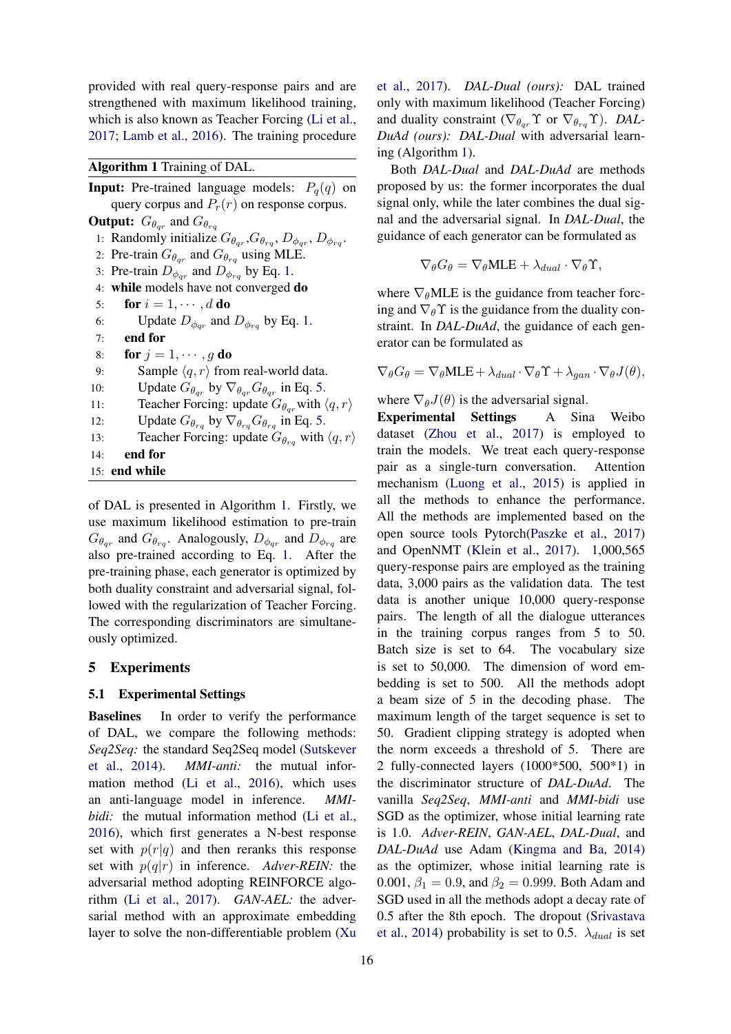provided with real query-response pairs and are strengthened with maximum likelihood training, which is also known as Teacher Forcing (Li et al., 2017; Lamb et al., 2016). The training procedure

**Algorithm 1** Training of DAL.

**Input:** Pre-trained language models: $P_q(q)$ on query corpus and $P_r(r)$ on response corpus.
**Output:** $G_{\theta_{qr}}$ and $G_{\theta_{rq}}$

```
1:  Randomly initialize G_θqr, G_θrq, D_φqr, D_φrq.
2:  Pre-train G_θqr and G_θrq using MLE.
3:  Pre-train D_φqr and D_φrq by Eq. 1.
4:  while models have not converged do
5:      for i = 1, ··· , d do
6:          Update D_φqr and D_φrq by Eq. 1.
7:      end for
8:      for j = 1, ··· , g do
9:          Sample ⟨q, r⟩ from real-world data.
10:         Update G_θqr by ∇_θqr G_θqr in Eq. 5.
11:         Teacher Forcing: update G_θqr with ⟨q, r⟩
12:         Update G_θrq by ∇_θrq G_θrq in Eq. 5.
13:         Teacher Forcing: update G_θrq with ⟨q, r⟩
14:     end for
15: end while
```

of DAL is presented in Algorithm 1. Firstly, we use maximum likelihood estimation to pre-train $G_{\theta_{qr}}$ and $G_{\theta_{rq}}$. Analogously, $D_{\phi_{qr}}$ and $D_{\phi_{rq}}$ are also pre-trained according to Eq. 1. After the pre-training phase, each generator is optimized by both duality constraint and adversarial signal, followed with the regularization of Teacher Forcing. The corresponding discriminators are simultaneously optimized.

# 5 Experiments

## 5.1 Experimental Settings

**Baselines** In order to verify the performance of DAL, we compare the following methods: *Seq2Seq:* the standard Seq2Seq model (Sutskever et al., 2014). *MMI-anti:* the mutual information method (Li et al., 2016), which uses an anti-language model in inference. *MMI-bidi:* the mutual information method (Li et al., 2016), which first generates a N-best response set with $p(r|q)$ and then reranks this response set with $p(q|r)$ in inference. *Adver-REIN:* the adversarial method adopting REINFORCE algorithm (Li et al., 2017). *GAN-AEL:* the adversarial method with an approximate embedding layer to solve the non-differentiable problem (Xu et al., 2017). *DAL-Dual (ours):* DAL trained only with maximum likelihood (Teacher Forcing) and duality constraint ($\nabla_{\theta_{qr}}\Upsilon$ or $\nabla_{\theta_{rq}}\Upsilon$). *DAL-DuAd (ours): DAL-Dual* with adversarial learning (Algorithm 1).

Both *DAL-Dual* and *DAL-DuAd* are methods proposed by us: the former incorporates the dual signal only, while the later combines the dual signal and the adversarial signal. In *DAL-Dual*, the guidance of each generator can be formulated as

$$\nabla_\theta G_\theta = \nabla_\theta \text{MLE} + \lambda_{dual} \cdot \nabla_\theta \Upsilon,$$

where $\nabla_\theta$MLE is the guidance from teacher forcing and $\nabla_\theta \Upsilon$ is the guidance from the duality constraint. In *DAL-DuAd*, the guidance of each generator can be formulated as

$$\nabla_\theta G_\theta = \nabla_\theta \text{MLE} + \lambda_{dual} \cdot \nabla_\theta \Upsilon + \lambda_{gan} \cdot \nabla_\theta J(\theta),$$

where $\nabla_\theta J(\theta)$ is the adversarial signal.

**Experimental Settings** A Sina Weibo dataset (Zhou et al., 2017) is employed to train the models. We treat each query-response pair as a single-turn conversation. Attention mechanism (Luong et al., 2015) is applied in all the methods to enhance the performance. All the methods are implemented based on the open source tools Pytorch(Paszke et al., 2017) and OpenNMT (Klein et al., 2017). 1,000,565 query-response pairs are employed as the training data, 3,000 pairs as the validation data. The test data is another unique 10,000 query-response pairs. The length of all the dialogue utterances in the training corpus ranges from 5 to 50. Batch size is set to 64. The vocabulary size is set to 50,000. The dimension of word embedding is set to 500. All the methods adopt a beam size of 5 in the decoding phase. The maximum length of the target sequence is set to 50. Gradient clipping strategy is adopted when the norm exceeds a threshold of 5. There are 2 fully-connected layers (1000*500, 500*1) in the discriminator structure of *DAL-DuAd*. The vanilla *Seq2Seq*, *MMI-anti* and *MMI-bidi* use SGD as the optimizer, whose initial learning rate is 1.0. *Adver-REIN*, *GAN-AEL*, *DAL-Dual*, and *DAL-DuAd* use Adam (Kingma and Ba, 2014) as the optimizer, whose initial learning rate is 0.001, $\beta_1 = 0.9$, and $\beta_2 = 0.999$. Both Adam and SGD used in all the methods adopt a decay rate of 0.5 after the 8th epoch. The dropout (Srivastava et al., 2014) probability is set to 0.5. $\lambda_{dual}$ is set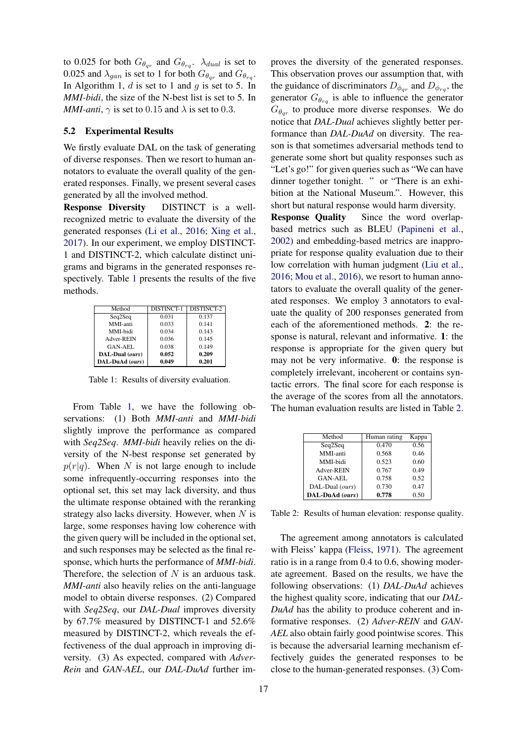to 0.025 for both $G_{\theta_{qr}}$ and $G_{\theta_{rq}}$. $\lambda_{dual}$ is set to 0.025 and $\lambda_{gan}$ is set to 1 for both $G_{\theta_{qr}}$ and $G_{\theta_{rq}}$. In Algorithm 1, $d$ is set to 1 and $g$ is set to 5. In *MMI-bidi*, the size of the N-best list is set to 5. In *MMI-anti*, $\gamma$ is set to 0.15 and $\lambda$ is set to 0.3.

## 5.2 Experimental Results

We firstly evaluate DAL on the task of generating of diverse responses. Then we resort to human annotators to evaluate the overall quality of the generated responses. Finally, we present several cases generated by all the involved method.

**Response Diversity** DISTINCT is a well-recognized metric to evaluate the diversity of the generated responses (Li et al., 2016; Xing et al., 2017). In our experiment, we employ DISTINCT-1 and DISTINCT-2, which calculate distinct unigrams and bigrams in the generated responses respectively. Table 1 presents the results of the five methods.

| Method | DISTINCT-1 | DISTINCT-2 |
|---|---|---|
| Seq2Seq | 0.031 | 0.137 |
| MMI-anti | 0.033 | 0.141 |
| MMI-bidi | 0.034 | 0.143 |
| Adver-REIN | 0.036 | 0.145 |
| GAN-AEL | 0.038 | 0.149 |
| **DAL-Dual** (*ours*) | **0.052** | **0.209** |
| **DAL-DuAd** (*ours*) | **0.049** | **0.201** |

Table 1: Results of diversity evaluation.

From Table 1, we have the following observations: (1) Both *MMI-anti* and *MMI-bidi* slightly improve the performance as compared with *Seq2Seq*. *MMI-bidi* heavily relies on the diversity of the N-best response set generated by $p(r|q)$. When $N$ is not large enough to include some infrequently-occurring responses into the optional set, this set may lack diversity, and thus the ultimate response obtained with the reranking strategy also lacks diversity. However, when $N$ is large, some responses having low coherence with the given query will be included in the optional set, and such responses may be selected as the final response, which hurts the performance of *MMI-bidi*. Therefore, the selection of $N$ is an arduous task. *MMI-anti* also heavily relies on the anti-language model to obtain diverse responses. (2) Compared with *Seq2Seq*, our *DAL-Dual* improves diversity by 67.7% measured by DISTINCT-1 and 52.6% measured by DISTINCT-2, which reveals the effectiveness of the dual approach in improving diversity. (3) As expected, compared with *Adver-Rein* and *GAN-AEL*, our *DAL-DuAd* further improves the diversity of the generated responses. This observation proves our assumption that, with the guidance of discriminators $D_{\phi_{qr}}$ and $D_{\phi_{rq}}$, the generator $G_{\theta_{rq}}$ is able to influence the generator $G_{\theta_{qr}}$ to produce more diverse responses. We do notice that *DAL-Dual* achieves slightly better performance than *DAL-DuAd* on diversity. The reason is that sometimes adversarial methods tend to generate some short but quality responses such as "Let's go!" for given queries such as "We can have dinner together tonight. " or "There is an exhibition at the National Museum.". However, this short but natural response would harm diversity.

**Response Quality** Since the word overlap-based metrics such as BLEU (Papineni et al., 2002) and embedding-based metrics are inappropriate for response quality evaluation due to their low correlation with human judgment (Liu et al., 2016; Mou et al., 2016), we resort to human annotators to evaluate the overall quality of the generated responses. We employ 3 annotators to evaluate the quality of 200 responses generated from each of the aforementioned methods. **2**: the response is natural, relevant and informative. **1**: the response is appropriate for the given query but may not be very informative. **0**: the response is completely irrelevant, incoherent or contains syntactic errors. The final score for each response is the average of the scores from all the annotators. The human evaluation results are listed in Table 2.

| Method | Human rating | Kappa |
|---|---|---|
| Seq2Seq | 0.470 | 0.56 |
| MMI-anti | 0.568 | 0.46 |
| MMI-bidi | 0.523 | 0.60 |
| Adver-REIN | 0.767 | 0.49 |
| GAN-AEL | 0.758 | 0.52 |
| DAL-Dual (*ours*) | 0.730 | 0.47 |
| **DAL-DuAd** (*ours*) | **0.778** | 0.50 |

Table 2: Results of human elevation: response quality.

The agreement among annotators is calculated with Fleiss' kappa (Fleiss, 1971). The agreement ratio is in a range from 0.4 to 0.6, showing moderate agreement. Based on the results, we have the following observations: (1) *DAL-DuAd* achieves the highest quality score, indicating that our *DAL-DuAd* has the ability to produce coherent and informative responses. (2) *Adver-REIN* and *GAN-AEL* also obtain fairly good pointwise scores. This is because the adversarial learning mechanism effectively guides the generated responses to be close to the human-generated responses. (3) Com-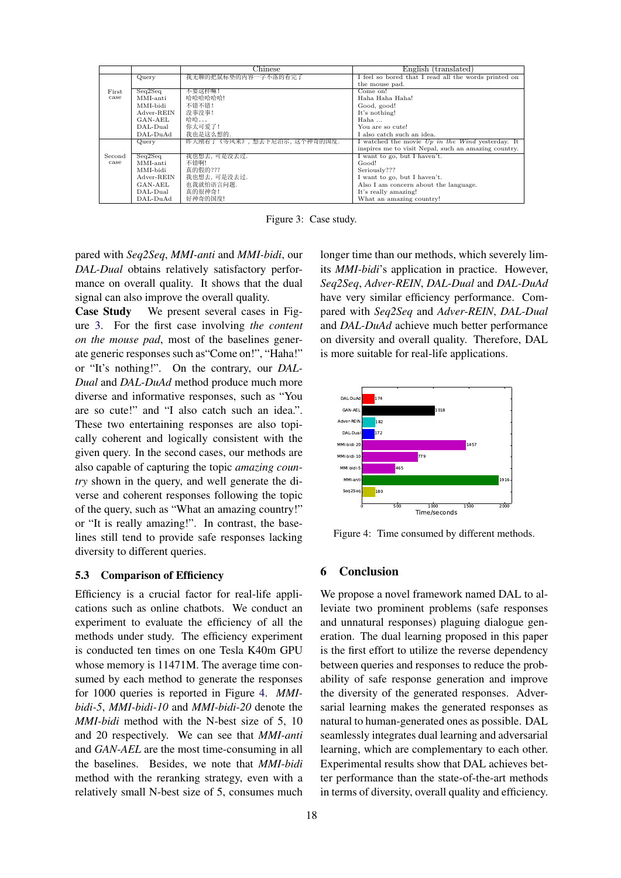| | | Chinese | English (translated) |
|---|---|---|---|
| First case | Query | 我无聊的把鼠标垫的内容一字不落的看完了 | I feel so bored that I read all the words printed on the mouse pad. |
| | Seq2Seq | 不要这样嘛! | Come on! |
| | MMI-anti | 哈哈哈哈哈哈! | Haha Haha Haha! |
| | MMI-bidi | 不错不错! | Good, good! |
| | Adver-REIN | 没事没事! | It's nothing! |
| | GAN-AEL | 哈哈。。。 | Haha ... |
| | DAL-Dual | 你太可爱了! | You are so cute! |
| | DAL-DuAd | 我也是这么想的. | I also catch such an idea. |
| Second case | Query | 昨天拥看了《等风来》, 想去下尼泊尔, 这个神奇的国度. | I watched the movie *Up in the Wind* yesterday. It inspires me to visit Nepal, such an amazing country. |
| | Seq2Seq | 我也想去, 可是没去过. | I want to go, but I haven't. |
| | MMI-anti | 不错啊! | Good! |
| | MMI-bidi | 真的假的??? | Seriously??? |
| | Adver-REIN | 我也想去, 可是没去过. | I want to go, but I haven't. |
| | GAN-AEL | 也我就怕语言问题. | Also I am concern about the language. |
| | DAL-Dual | 真的很神奇! | It's really amazing! |
| | DAL-DuAd | 好神奇的国度! | What an amazing country! |

Figure 3: Case study.

pared with *Seq2Seq*, *MMI-anti* and *MMI-bidi*, our *DAL-Dual* obtains relatively satisfactory performance on overall quality. It shows that the dual signal can also improve the overall quality.

**Case Study** We present several cases in Figure 3. For the first case involving *the content on the mouse pad*, most of the baselines generate generic responses such as"Come on!", "Haha!" or "It's nothing!". On the contrary, our *DAL-Dual* and *DAL-DuAd* method produce much more diverse and informative responses, such as "You are so cute!" and "I also catch such an idea.". These two entertaining responses are also topically coherent and logically consistent with the given query. In the second cases, our methods are also capable of capturing the topic *amazing country* shown in the query, and well generate the diverse and coherent responses following the topic of the query, such as "What an amazing country!" or "It is really amazing!". In contrast, the baselines still tend to provide safe responses lacking diversity to different queries.

### 5.3 Comparison of Efficiency

Efficiency is a crucial factor for real-life applications such as online chatbots. We conduct an experiment to evaluate the efficiency of all the methods under study. The efficiency experiment is conducted ten times on one Tesla K40m GPU whose memory is 11471M. The average time consumed by each method to generate the responses for 1000 queries is reported in Figure 4. *MMI-bidi-5*, *MMI-bidi-10* and *MMI-bidi-20* denote the *MMI-bidi* method with the N-best size of 5, 10 and 20 respectively. We can see that *MMI-anti* and *GAN-AEL* are the most time-consuming in all the baselines. Besides, we note that *MMI-bidi* method with the reranking strategy, even with a relatively small N-best size of 5, consumes much longer time than our methods, which severely limits *MMI-bidi*'s application in practice. However, *Seq2Seq*, *Adver-REIN*, *DAL-Dual* and *DAL-DuAd* have very similar efficiency performance. Compared with *Seq2Seq* and *Adver-REIN*, *DAL-Dual* and *DAL-DuAd* achieve much better performance on diversity and overall quality. Therefore, DAL is more suitable for real-life applications.

| Method | Time/seconds |
|---|---|
| DAL-DuAd | 174 |
| GAN-AEL | 1018 |
| Adver-REIN | 182 |
| DAL-Dual | 172 |
| MMI-bidi-20 | 1457 |
| MMI-bidi-10 | 779 |
| MMI-bidi-5 | 465 |
| MMI-anti | 1916 |
| Seq2Seq | 180 |

Figure 4: Time consumed by different methods.

## 6 Conclusion

We propose a novel framework named DAL to alleviate two prominent problems (safe responses and unnatural responses) plaguing dialogue generation. The dual learning proposed in this paper is the first effort to utilize the reverse dependency between queries and responses to reduce the probability of safe response generation and improve the diversity of the generated responses. Adversarial learning makes the generated responses as natural to human-generated ones as possible. DAL seamlessly integrates dual learning and adversarial learning, which are complementary to each other. Experimental results show that DAL achieves better performance than the state-of-the-art methods in terms of diversity, overall quality and efficiency.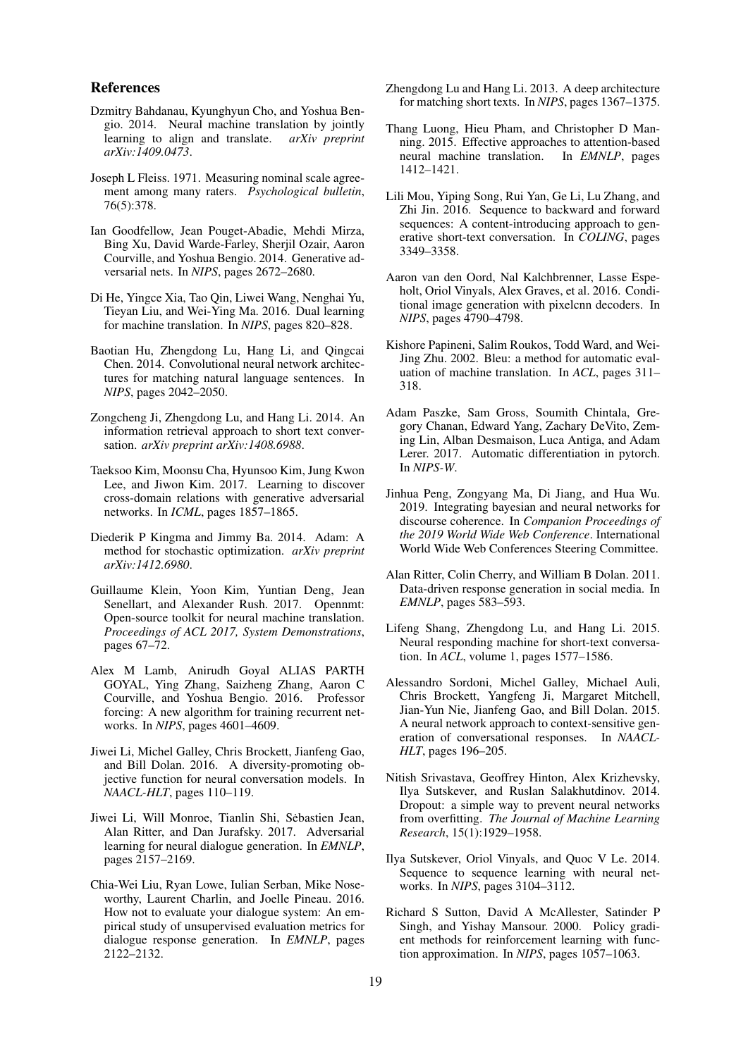## References

Dzmitry Bahdanau, Kyunghyun Cho, and Yoshua Bengio. 2014. Neural machine translation by jointly learning to align and translate. *arXiv preprint arXiv:1409.0473*.

Joseph L Fleiss. 1971. Measuring nominal scale agreement among many raters. *Psychological bulletin*, 76(5):378.

Ian Goodfellow, Jean Pouget-Abadie, Mehdi Mirza, Bing Xu, David Warde-Farley, Sherjil Ozair, Aaron Courville, and Yoshua Bengio. 2014. Generative adversarial nets. In *NIPS*, pages 2672–2680.

Di He, Yingce Xia, Tao Qin, Liwei Wang, Nenghai Yu, Tieyan Liu, and Wei-Ying Ma. 2016. Dual learning for machine translation. In *NIPS*, pages 820–828.

Baotian Hu, Zhengdong Lu, Hang Li, and Qingcai Chen. 2014. Convolutional neural network architectures for matching natural language sentences. In *NIPS*, pages 2042–2050.

Zongcheng Ji, Zhengdong Lu, and Hang Li. 2014. An information retrieval approach to short text conversation. *arXiv preprint arXiv:1408.6988*.

Taeksoo Kim, Moonsu Cha, Hyunsoo Kim, Jung Kwon Lee, and Jiwon Kim. 2017. Learning to discover cross-domain relations with generative adversarial networks. In *ICML*, pages 1857–1865.

Diederik P Kingma and Jimmy Ba. 2014. Adam: A method for stochastic optimization. *arXiv preprint arXiv:1412.6980*.

Guillaume Klein, Yoon Kim, Yuntian Deng, Jean Senellart, and Alexander Rush. 2017. Opennmt: Open-source toolkit for neural machine translation. *Proceedings of ACL 2017, System Demonstrations*, pages 67–72.

Alex M Lamb, Anirudh Goyal ALIAS PARTH GOYAL, Ying Zhang, Saizheng Zhang, Aaron C Courville, and Yoshua Bengio. 2016. Professor forcing: A new algorithm for training recurrent networks. In *NIPS*, pages 4601–4609.

Jiwei Li, Michel Galley, Chris Brockett, Jianfeng Gao, and Bill Dolan. 2016. A diversity-promoting objective function for neural conversation models. In *NAACL-HLT*, pages 110–119.

Jiwei Li, Will Monroe, Tianlin Shi, Sèbastien Jean, Alan Ritter, and Dan Jurafsky. 2017. Adversarial learning for neural dialogue generation. In *EMNLP*, pages 2157–2169.

Chia-Wei Liu, Ryan Lowe, Iulian Serban, Mike Noseworthy, Laurent Charlin, and Joelle Pineau. 2016. How not to evaluate your dialogue system: An empirical study of unsupervised evaluation metrics for dialogue response generation. In *EMNLP*, pages 2122–2132.

Zhengdong Lu and Hang Li. 2013. A deep architecture for matching short texts. In *NIPS*, pages 1367–1375.

Thang Luong, Hieu Pham, and Christopher D Manning. 2015. Effective approaches to attention-based neural machine translation. In *EMNLP*, pages 1412–1421.

Lili Mou, Yiping Song, Rui Yan, Ge Li, Lu Zhang, and Zhi Jin. 2016. Sequence to backward and forward sequences: A content-introducing approach to generative short-text conversation. In *COLING*, pages 3349–3358.

Aaron van den Oord, Nal Kalchbrenner, Lasse Espeholt, Oriol Vinyals, Alex Graves, et al. 2016. Conditional image generation with pixelcnn decoders. In *NIPS*, pages 4790–4798.

Kishore Papineni, Salim Roukos, Todd Ward, and Wei-Jing Zhu. 2002. Bleu: a method for automatic evaluation of machine translation. In *ACL*, pages 311–318.

Adam Paszke, Sam Gross, Soumith Chintala, Gregory Chanan, Edward Yang, Zachary DeVito, Zeming Lin, Alban Desmaison, Luca Antiga, and Adam Lerer. 2017. Automatic differentiation in pytorch. In *NIPS-W*.

Jinhua Peng, Zongyang Ma, Di Jiang, and Hua Wu. 2019. Integrating bayesian and neural networks for discourse coherence. In *Companion Proceedings of the 2019 World Wide Web Conference*. International World Wide Web Conferences Steering Committee.

Alan Ritter, Colin Cherry, and William B Dolan. 2011. Data-driven response generation in social media. In *EMNLP*, pages 583–593.

Lifeng Shang, Zhengdong Lu, and Hang Li. 2015. Neural responding machine for short-text conversation. In *ACL*, volume 1, pages 1577–1586.

Alessandro Sordoni, Michel Galley, Michael Auli, Chris Brockett, Yangfeng Ji, Margaret Mitchell, Jian-Yun Nie, Jianfeng Gao, and Bill Dolan. 2015. A neural network approach to context-sensitive generation of conversational responses. In *NAACL-HLT*, pages 196–205.

Nitish Srivastava, Geoffrey Hinton, Alex Krizhevsky, Ilya Sutskever, and Ruslan Salakhutdinov. 2014. Dropout: a simple way to prevent neural networks from overfitting. *The Journal of Machine Learning Research*, 15(1):1929–1958.

Ilya Sutskever, Oriol Vinyals, and Quoc V Le. 2014. Sequence to sequence learning with neural networks. In *NIPS*, pages 3104–3112.

Richard S Sutton, David A McAllester, Satinder P Singh, and Yishay Mansour. 2000. Policy gradient methods for reinforcement learning with function approximation. In *NIPS*, pages 1057–1063.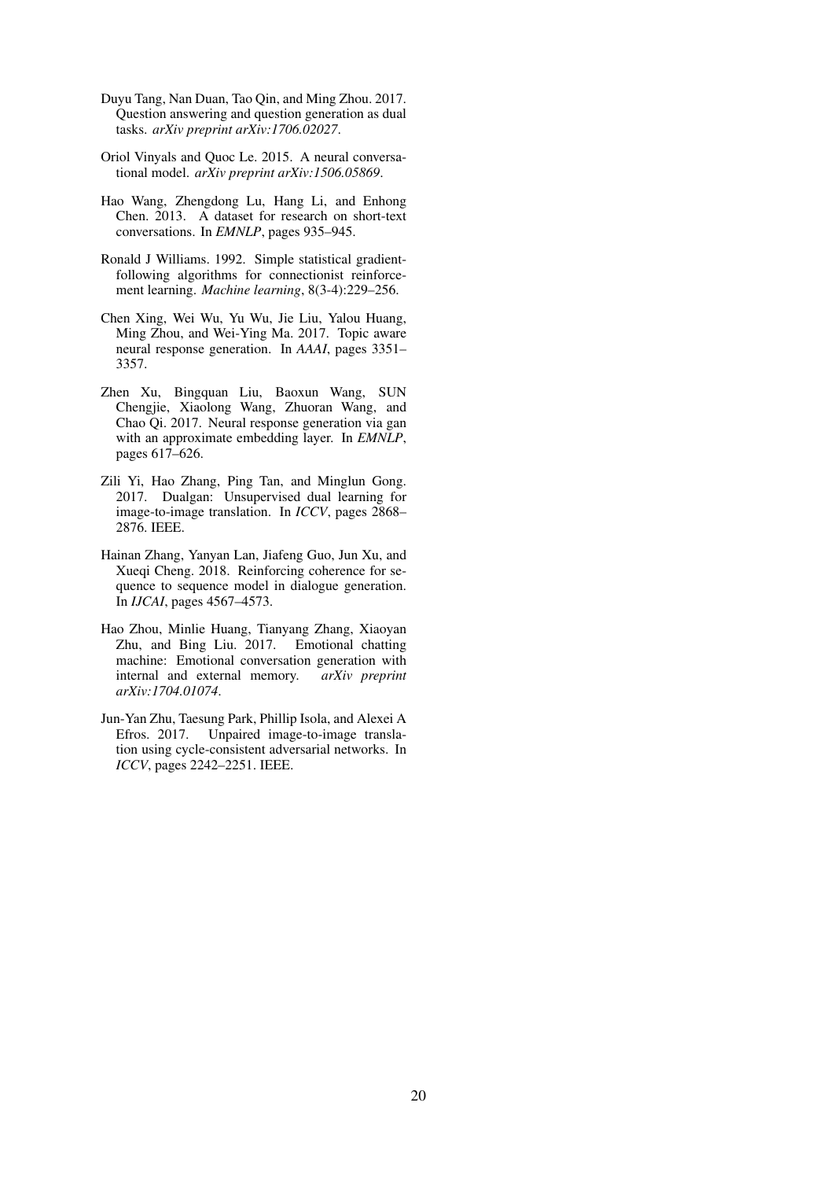Duyu Tang, Nan Duan, Tao Qin, and Ming Zhou. 2017. Question answering and question generation as dual tasks. *arXiv preprint arXiv:1706.02027*.

Oriol Vinyals and Quoc Le. 2015. A neural conversational model. *arXiv preprint arXiv:1506.05869*.

Hao Wang, Zhengdong Lu, Hang Li, and Enhong Chen. 2013. A dataset for research on short-text conversations. In *EMNLP*, pages 935–945.

Ronald J Williams. 1992. Simple statistical gradient-following algorithms for connectionist reinforcement learning. *Machine learning*, 8(3-4):229–256.

Chen Xing, Wei Wu, Yu Wu, Jie Liu, Yalou Huang, Ming Zhou, and Wei-Ying Ma. 2017. Topic aware neural response generation. In *AAAI*, pages 3351–3357.

Zhen Xu, Bingquan Liu, Baoxun Wang, SUN Chengjie, Xiaolong Wang, Zhuoran Wang, and Chao Qi. 2017. Neural response generation via gan with an approximate embedding layer. In *EMNLP*, pages 617–626.

Zili Yi, Hao Zhang, Ping Tan, and Minglun Gong. 2017. Dualgan: Unsupervised dual learning for image-to-image translation. In *ICCV*, pages 2868–2876. IEEE.

Hainan Zhang, Yanyan Lan, Jiafeng Guo, Jun Xu, and Xueqi Cheng. 2018. Reinforcing coherence for sequence to sequence model in dialogue generation. In *IJCAI*, pages 4567–4573.

Hao Zhou, Minlie Huang, Tianyang Zhang, Xiaoyan Zhu, and Bing Liu. 2017. Emotional chatting machine: Emotional conversation generation with internal and external memory. *arXiv preprint arXiv:1704.01074*.

Jun-Yan Zhu, Taesung Park, Phillip Isola, and Alexei A Efros. 2017. Unpaired image-to-image translation using cycle-consistent adversarial networks. In *ICCV*, pages 2242–2251. IEEE.